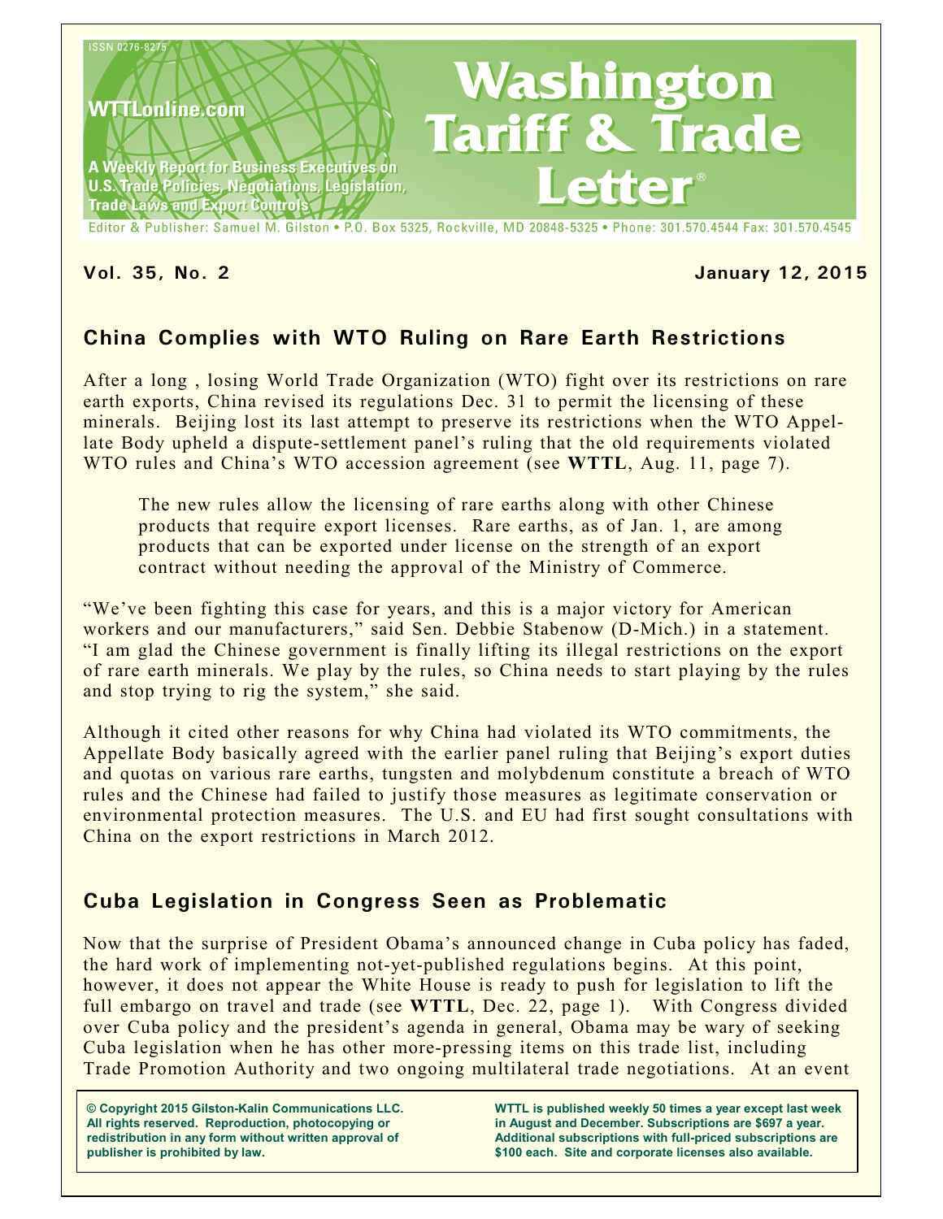ISSN 0276-8275

WTTLonline.com

A Weekly Report for Business Executives on U.S. Trade Policies, Negotiations, Legislation, Trade Laws and Export Controls

# Washington Tariff & Trade Letter®

Editor & Publisher: Samuel M. Gilston • P.O. Box 5325, Rockville, MD 20848-5325 • Phone: 301.570.4544 Fax: 301.570.4545

**Vol. 35, No. 2** **January 12, 2015**

## China Complies with WTO Ruling on Rare Earth Restrictions

After a long , losing World Trade Organization (WTO) fight over its restrictions on rare earth exports, China revised its regulations Dec. 31 to permit the licensing of these minerals. Beijing lost its last attempt to preserve its restrictions when the WTO Appellate Body upheld a dispute-settlement panel's ruling that the old requirements violated WTO rules and China's WTO accession agreement (see **WTTL**, Aug. 11, page 7).

> The new rules allow the licensing of rare earths along with other Chinese products that require export licenses. Rare earths, as of Jan. 1, are among products that can be exported under license on the strength of an export contract without needing the approval of the Ministry of Commerce.

"We've been fighting this case for years, and this is a major victory for American workers and our manufacturers," said Sen. Debbie Stabenow (D-Mich.) in a statement. "I am glad the Chinese government is finally lifting its illegal restrictions on the export of rare earth minerals. We play by the rules, so China needs to start playing by the rules and stop trying to rig the system," she said.

Although it cited other reasons for why China had violated its WTO commitments, the Appellate Body basically agreed with the earlier panel ruling that Beijing's export duties and quotas on various rare earths, tungsten and molybdenum constitute a breach of WTO rules and the Chinese had failed to justify those measures as legitimate conservation or environmental protection measures. The U.S. and EU had first sought consultations with China on the export restrictions in March 2012.

## Cuba Legislation in Congress Seen as Problematic

Now that the surprise of President Obama's announced change in Cuba policy has faded, the hard work of implementing not-yet-published regulations begins. At this point, however, it does not appear the White House is ready to push for legislation to lift the full embargo on travel and trade (see **WTTL**, Dec. 22, page 1). With Congress divided over Cuba policy and the president's agenda in general, Obama may be wary of seeking Cuba legislation when he has other more-pressing items on this trade list, including Trade Promotion Authority and two ongoing multilateral trade negotiations. At an event

**© Copyright 2015 Gilston-Kalin Communications LLC. All rights reserved. Reproduction, photocopying or redistribution in any form without written approval of publisher is prohibited by law.**

**WTTL is published weekly 50 times a year except last week in August and December. Subscriptions are $697 a year. Additional subscriptions with full-priced subscriptions are $100 each. Site and corporate licenses also available.**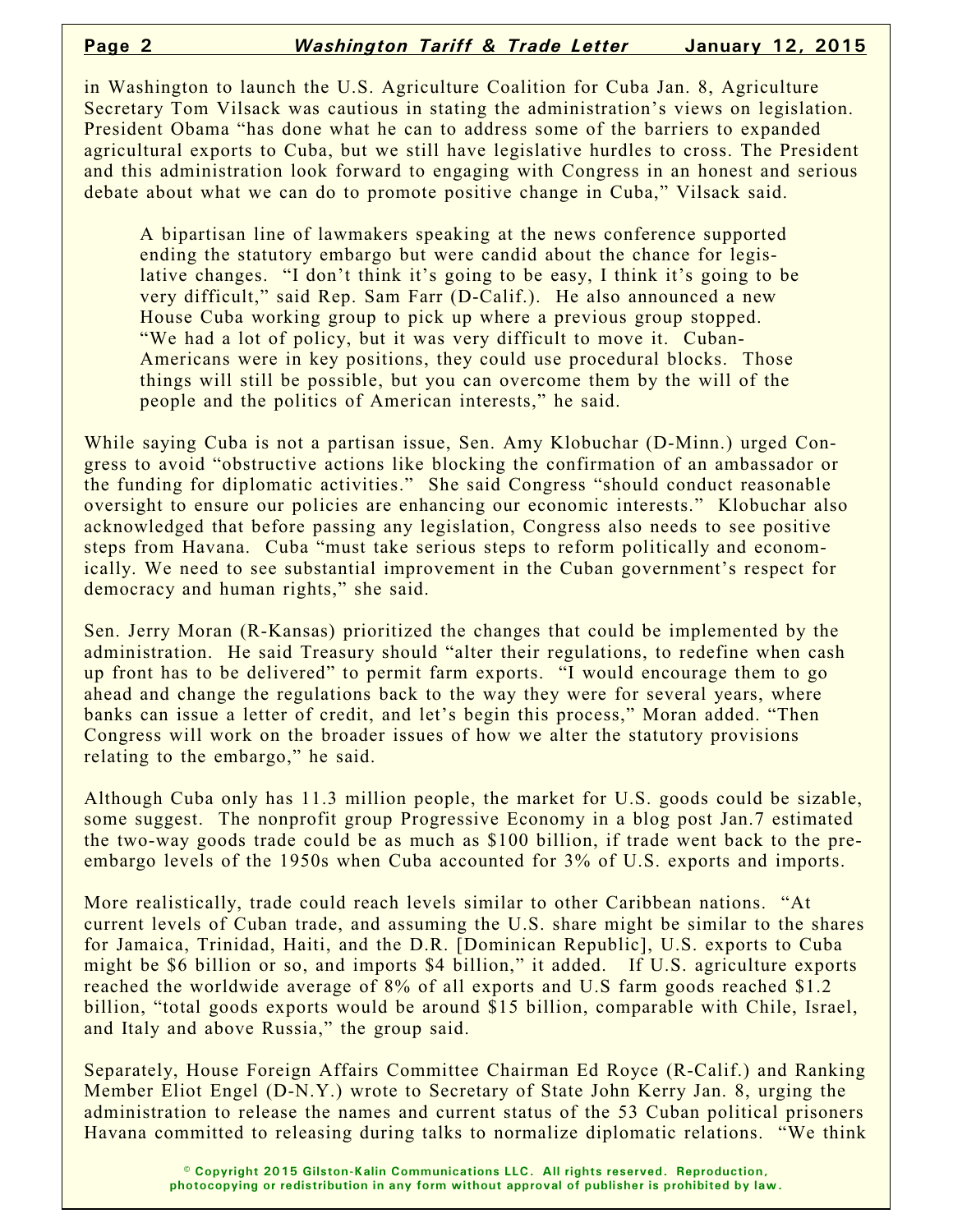in Washington to launch the U.S. Agriculture Coalition for Cuba Jan. 8, Agriculture Secretary Tom Vilsack was cautious in stating the administration's views on legislation. President Obama "has done what he can to address some of the barriers to expanded agricultural exports to Cuba, but we still have legislative hurdles to cross. The President and this administration look forward to engaging with Congress in an honest and serious debate about what we can do to promote positive change in Cuba," Vilsack said.

A bipartisan line of lawmakers speaking at the news conference supported ending the statutory embargo but were candid about the chance for legislative changes. "I don't think it's going to be easy, I think it's going to be very difficult," said Rep. Sam Farr (D-Calif.). He also announced a new House Cuba working group to pick up where a previous group stopped. "We had a lot of policy, but it was very difficult to move it. Cuban-Americans were in key positions, they could use procedural blocks. Those things will still be possible, but you can overcome them by the will of the people and the politics of American interests," he said.

While saying Cuba is not a partisan issue, Sen. Amy Klobuchar (D-Minn.) urged Congress to avoid "obstructive actions like blocking the confirmation of an ambassador or the funding for diplomatic activities." She said Congress "should conduct reasonable oversight to ensure our policies are enhancing our economic interests." Klobuchar also acknowledged that before passing any legislation, Congress also needs to see positive steps from Havana. Cuba "must take serious steps to reform politically and economically. We need to see substantial improvement in the Cuban government's respect for democracy and human rights," she said.

Sen. Jerry Moran (R-Kansas) prioritized the changes that could be implemented by the administration. He said Treasury should "alter their regulations, to redefine when cash up front has to be delivered" to permit farm exports. "I would encourage them to go ahead and change the regulations back to the way they were for several years, where banks can issue a letter of credit, and let's begin this process," Moran added. "Then Congress will work on the broader issues of how we alter the statutory provisions relating to the embargo," he said.

Although Cuba only has 11.3 million people, the market for U.S. goods could be sizable, some suggest. The nonprofit group Progressive Economy in a blog post Jan.7 estimated the two-way goods trade could be as much as $100 billion, if trade went back to the pre-embargo levels of the 1950s when Cuba accounted for 3% of U.S. exports and imports.

More realistically, trade could reach levels similar to other Caribbean nations. "At current levels of Cuban trade, and assuming the U.S. share might be similar to the shares for Jamaica, Trinidad, Haiti, and the D.R. [Dominican Republic], U.S. exports to Cuba might be $6 billion or so, and imports $4 billion," it added. If U.S. agriculture exports reached the worldwide average of 8% of all exports and U.S farm goods reached $1.2 billion, "total goods exports would be around $15 billion, comparable with Chile, Israel, and Italy and above Russia," the group said.

Separately, House Foreign Affairs Committee Chairman Ed Royce (R-Calif.) and Ranking Member Eliot Engel (D-N.Y.) wrote to Secretary of State John Kerry Jan. 8, urging the administration to release the names and current status of the 53 Cuban political prisoners Havana committed to releasing during talks to normalize diplomatic relations. "We think

© Copyright 2015 Gilston-Kalin Communications LLC. All rights reserved. Reproduction, photocopying or redistribution in any form without approval of publisher is prohibited by law.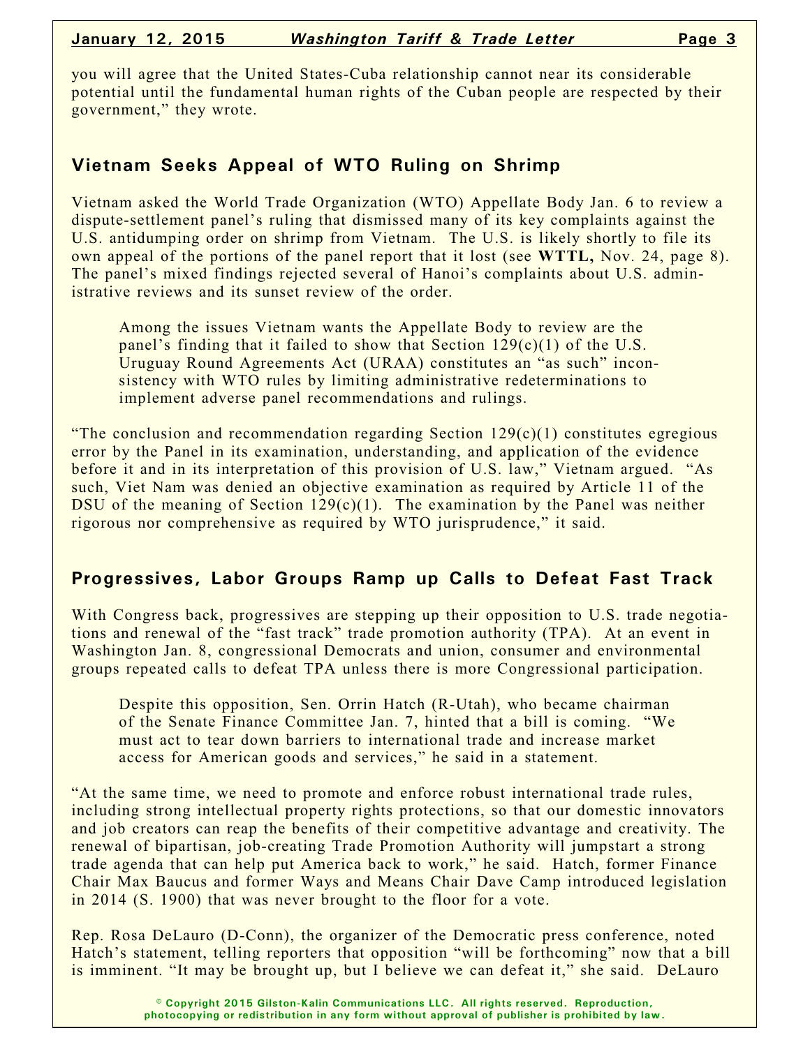you will agree that the United States-Cuba relationship cannot near its considerable potential until the fundamental human rights of the Cuban people are respected by their government," they wrote.

## Vietnam Seeks Appeal of WTO Ruling on Shrimp

Vietnam asked the World Trade Organization (WTO) Appellate Body Jan. 6 to review a dispute-settlement panel's ruling that dismissed many of its key complaints against the U.S. antidumping order on shrimp from Vietnam. The U.S. is likely shortly to file its own appeal of the portions of the panel report that it lost (see **WTTL,** Nov. 24, page 8). The panel's mixed findings rejected several of Hanoi's complaints about U.S. administrative reviews and its sunset review of the order.

Among the issues Vietnam wants the Appellate Body to review are the panel's finding that it failed to show that Section 129(c)(1) of the U.S. Uruguay Round Agreements Act (URAA) constitutes an "as such" inconsistency with WTO rules by limiting administrative redeterminations to implement adverse panel recommendations and rulings.

"The conclusion and recommendation regarding Section 129(c)(1) constitutes egregious error by the Panel in its examination, understanding, and application of the evidence before it and in its interpretation of this provision of U.S. law," Vietnam argued. "As such, Viet Nam was denied an objective examination as required by Article 11 of the DSU of the meaning of Section 129(c)(1). The examination by the Panel was neither rigorous nor comprehensive as required by WTO jurisprudence," it said.

## Progressives, Labor Groups Ramp up Calls to Defeat Fast Track

With Congress back, progressives are stepping up their opposition to U.S. trade negotiations and renewal of the "fast track" trade promotion authority (TPA). At an event in Washington Jan. 8, congressional Democrats and union, consumer and environmental groups repeated calls to defeat TPA unless there is more Congressional participation.

Despite this opposition, Sen. Orrin Hatch (R-Utah), who became chairman of the Senate Finance Committee Jan. 7, hinted that a bill is coming. "We must act to tear down barriers to international trade and increase market access for American goods and services," he said in a statement.

"At the same time, we need to promote and enforce robust international trade rules, including strong intellectual property rights protections, so that our domestic innovators and job creators can reap the benefits of their competitive advantage and creativity. The renewal of bipartisan, job-creating Trade Promotion Authority will jumpstart a strong trade agenda that can help put America back to work," he said. Hatch, former Finance Chair Max Baucus and former Ways and Means Chair Dave Camp introduced legislation in 2014 (S. 1900) that was never brought to the floor for a vote.

Rep. Rosa DeLauro (D-Conn), the organizer of the Democratic press conference, noted Hatch's statement, telling reporters that opposition "will be forthcoming" now that a bill is imminent. "It may be brought up, but I believe we can defeat it," she said. DeLauro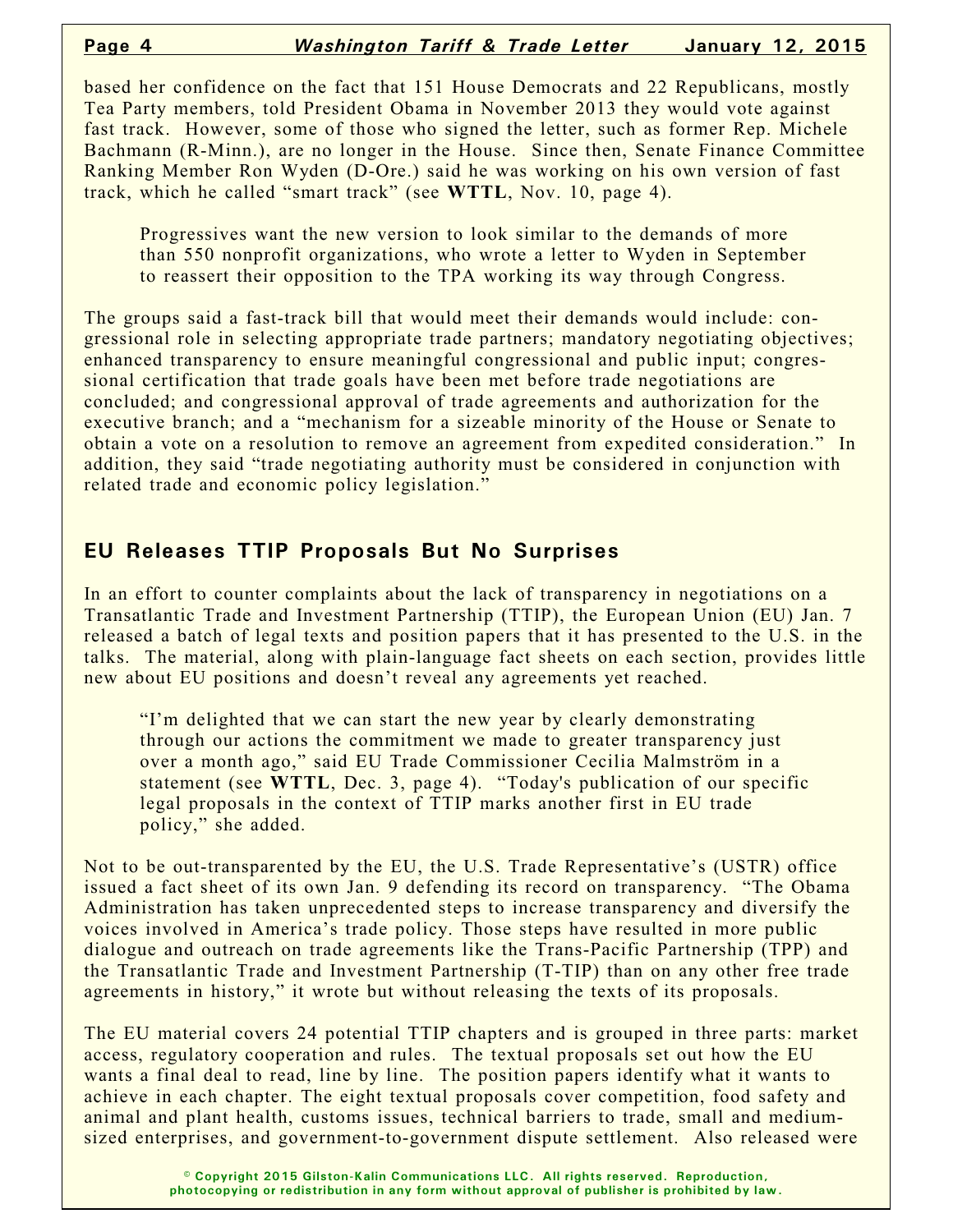based her confidence on the fact that 151 House Democrats and 22 Republicans, mostly Tea Party members, told President Obama in November 2013 they would vote against fast track. However, some of those who signed the letter, such as former Rep. Michele Bachmann (R-Minn.), are no longer in the House. Since then, Senate Finance Committee Ranking Member Ron Wyden (D-Ore.) said he was working on his own version of fast track, which he called "smart track" (see **WTTL**, Nov. 10, page 4).

> Progressives want the new version to look similar to the demands of more than 550 nonprofit organizations, who wrote a letter to Wyden in September to reassert their opposition to the TPA working its way through Congress.

The groups said a fast-track bill that would meet their demands would include: congressional role in selecting appropriate trade partners; mandatory negotiating objectives; enhanced transparency to ensure meaningful congressional and public input; congressional certification that trade goals have been met before trade negotiations are concluded; and congressional approval of trade agreements and authorization for the executive branch; and a "mechanism for a sizeable minority of the House or Senate to obtain a vote on a resolution to remove an agreement from expedited consideration." In addition, they said "trade negotiating authority must be considered in conjunction with related trade and economic policy legislation."

## EU Releases TTIP Proposals But No Surprises

In an effort to counter complaints about the lack of transparency in negotiations on a Transatlantic Trade and Investment Partnership (TTIP), the European Union (EU) Jan. 7 released a batch of legal texts and position papers that it has presented to the U.S. in the talks. The material, along with plain-language fact sheets on each section, provides little new about EU positions and doesn't reveal any agreements yet reached.

> "I'm delighted that we can start the new year by clearly demonstrating through our actions the commitment we made to greater transparency just over a month ago," said EU Trade Commissioner Cecilia Malmström in a statement (see **WTTL**, Dec. 3, page 4). "Today's publication of our specific legal proposals in the context of TTIP marks another first in EU trade policy," she added.

Not to be out-transparented by the EU, the U.S. Trade Representative's (USTR) office issued a fact sheet of its own Jan. 9 defending its record on transparency. "The Obama Administration has taken unprecedented steps to increase transparency and diversify the voices involved in America's trade policy. Those steps have resulted in more public dialogue and outreach on trade agreements like the Trans-Pacific Partnership (TPP) and the Transatlantic Trade and Investment Partnership (T-TIP) than on any other free trade agreements in history," it wrote but without releasing the texts of its proposals.

The EU material covers 24 potential TTIP chapters and is grouped in three parts: market access, regulatory cooperation and rules. The textual proposals set out how the EU wants a final deal to read, line by line. The position papers identify what it wants to achieve in each chapter. The eight textual proposals cover competition, food safety and animal and plant health, customs issues, technical barriers to trade, small and medium-sized enterprises, and government-to-government dispute settlement. Also released were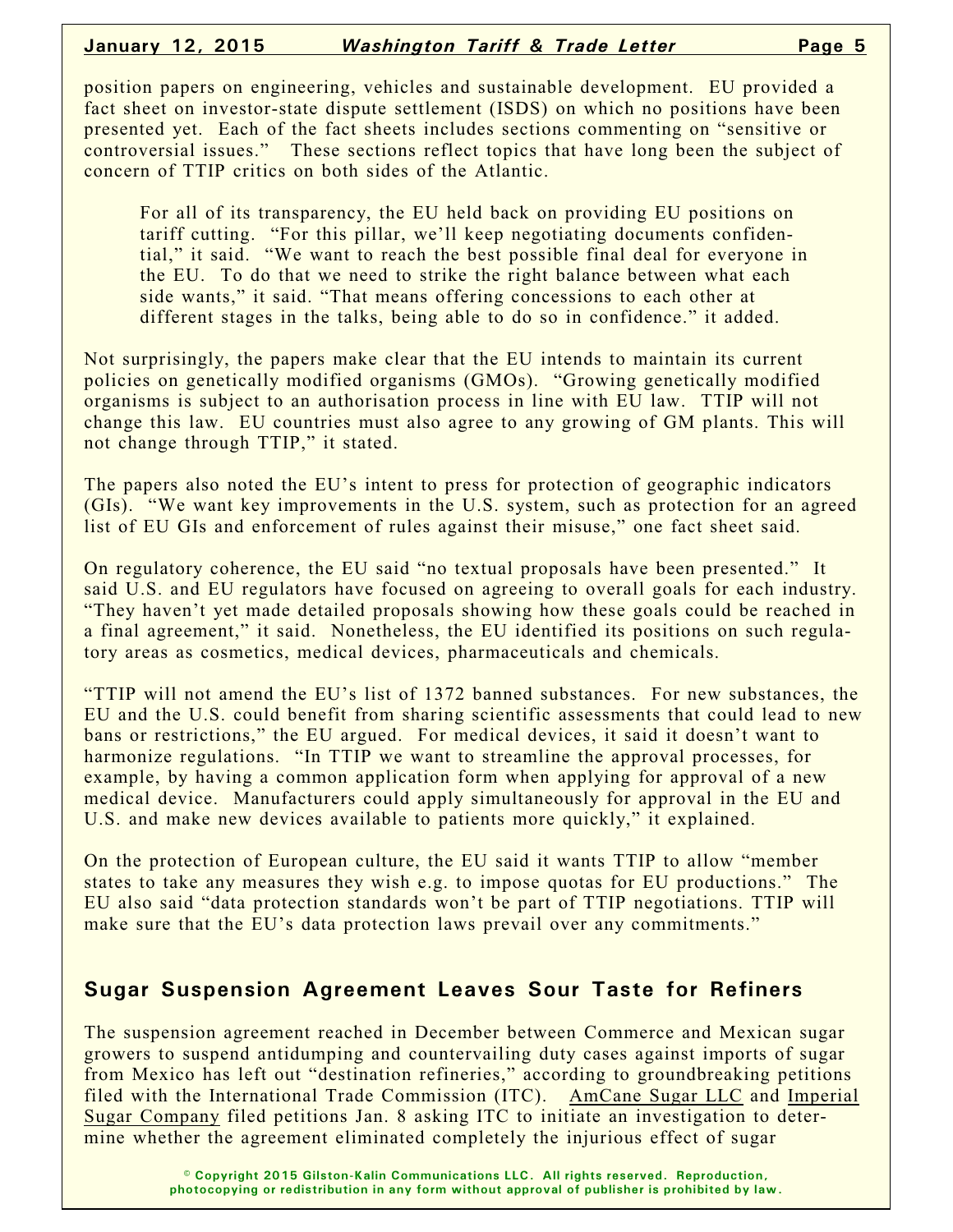position papers on engineering, vehicles and sustainable development. EU provided a fact sheet on investor-state dispute settlement (ISDS) on which no positions have been presented yet. Each of the fact sheets includes sections commenting on "sensitive or controversial issues." These sections reflect topics that have long been the subject of concern of TTIP critics on both sides of the Atlantic.

> For all of its transparency, the EU held back on providing EU positions on tariff cutting. "For this pillar, we'll keep negotiating documents confidential," it said. "We want to reach the best possible final deal for everyone in the EU. To do that we need to strike the right balance between what each side wants," it said. "That means offering concessions to each other at different stages in the talks, being able to do so in confidence." it added.

Not surprisingly, the papers make clear that the EU intends to maintain its current policies on genetically modified organisms (GMOs). "Growing genetically modified organisms is subject to an authorisation process in line with EU law. TTIP will not change this law. EU countries must also agree to any growing of GM plants. This will not change through TTIP," it stated.

The papers also noted the EU's intent to press for protection of geographic indicators (GIs). "We want key improvements in the U.S. system, such as protection for an agreed list of EU GIs and enforcement of rules against their misuse," one fact sheet said.

On regulatory coherence, the EU said "no textual proposals have been presented." It said U.S. and EU regulators have focused on agreeing to overall goals for each industry. "They haven't yet made detailed proposals showing how these goals could be reached in a final agreement," it said. Nonetheless, the EU identified its positions on such regulatory areas as cosmetics, medical devices, pharmaceuticals and chemicals.

"TTIP will not amend the EU's list of 1372 banned substances. For new substances, the EU and the U.S. could benefit from sharing scientific assessments that could lead to new bans or restrictions," the EU argued. For medical devices, it said it doesn't want to harmonize regulations. "In TTIP we want to streamline the approval processes, for example, by having a common application form when applying for approval of a new medical device. Manufacturers could apply simultaneously for approval in the EU and U.S. and make new devices available to patients more quickly," it explained.

On the protection of European culture, the EU said it wants TTIP to allow "member states to take any measures they wish e.g. to impose quotas for EU productions." The EU also said "data protection standards won't be part of TTIP negotiations. TTIP will make sure that the EU's data protection laws prevail over any commitments."

## Sugar Suspension Agreement Leaves Sour Taste for Refiners

The suspension agreement reached in December between Commerce and Mexican sugar growers to suspend antidumping and countervailing duty cases against imports of sugar from Mexico has left out "destination refineries," according to groundbreaking petitions filed with the International Trade Commission (ITC). AmCane Sugar LLC and Imperial Sugar Company filed petitions Jan. 8 asking ITC to initiate an investigation to determine whether the agreement eliminated completely the injurious effect of sugar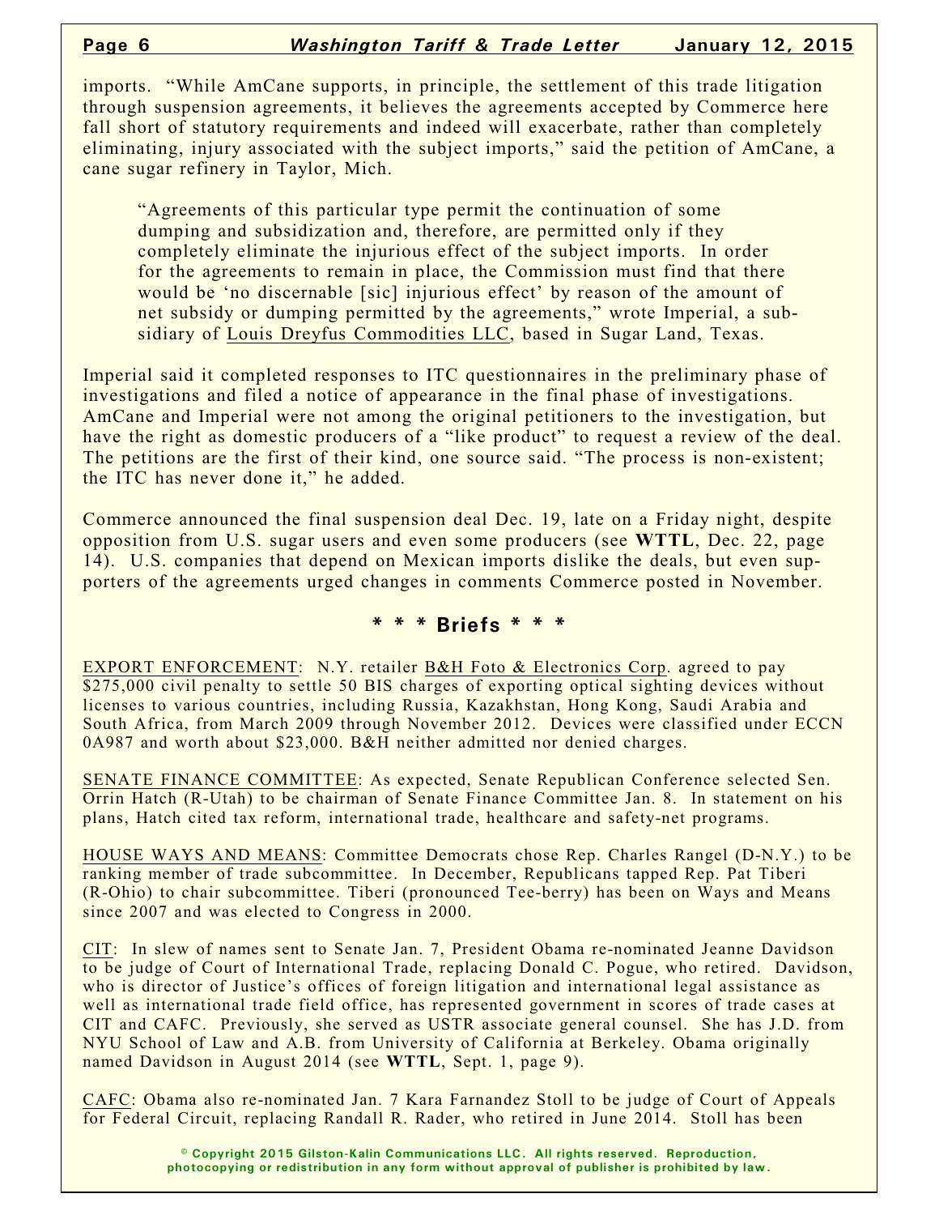imports. "While AmCane supports, in principle, the settlement of this trade litigation through suspension agreements, it believes the agreements accepted by Commerce here fall short of statutory requirements and indeed will exacerbate, rather than completely eliminating, injury associated with the subject imports," said the petition of AmCane, a cane sugar refinery in Taylor, Mich.

> "Agreements of this particular type permit the continuation of some dumping and subsidization and, therefore, are permitted only if they completely eliminate the injurious effect of the subject imports. In order for the agreements to remain in place, the Commission must find that there would be 'no discernable [sic] injurious effect' by reason of the amount of net subsidy or dumping permitted by the agreements," wrote Imperial, a subsidiary of Louis Dreyfus Commodities LLC, based in Sugar Land, Texas.

Imperial said it completed responses to ITC questionnaires in the preliminary phase of investigations and filed a notice of appearance in the final phase of investigations. AmCane and Imperial were not among the original petitioners to the investigation, but have the right as domestic producers of a "like product" to request a review of the deal. The petitions are the first of their kind, one source said. "The process is non-existent; the ITC has never done it," he added.

Commerce announced the final suspension deal Dec. 19, late on a Friday night, despite opposition from U.S. sugar users and even some producers (see **WTTL**, Dec. 22, page 14). U.S. companies that depend on Mexican imports dislike the deals, but even supporters of the agreements urged changes in comments Commerce posted in November.

## * * * Briefs * * *

EXPORT ENFORCEMENT: N.Y. retailer B&H Foto & Electronics Corp. agreed to pay $275,000 civil penalty to settle 50 BIS charges of exporting optical sighting devices without licenses to various countries, including Russia, Kazakhstan, Hong Kong, Saudi Arabia and South Africa, from March 2009 through November 2012. Devices were classified under ECCN 0A987 and worth about $23,000. B&H neither admitted nor denied charges.

SENATE FINANCE COMMITTEE: As expected, Senate Republican Conference selected Sen. Orrin Hatch (R-Utah) to be chairman of Senate Finance Committee Jan. 8. In statement on his plans, Hatch cited tax reform, international trade, healthcare and safety-net programs.

HOUSE WAYS AND MEANS: Committee Democrats chose Rep. Charles Rangel (D-N.Y.) to be ranking member of trade subcommittee. In December, Republicans tapped Rep. Pat Tiberi (R-Ohio) to chair subcommittee. Tiberi (pronounced Tee-berry) has been on Ways and Means since 2007 and was elected to Congress in 2000.

CIT: In slew of names sent to Senate Jan. 7, President Obama re-nominated Jeanne Davidson to be judge of Court of International Trade, replacing Donald C. Pogue, who retired. Davidson, who is director of Justice's offices of foreign litigation and international legal assistance as well as international trade field office, has represented government in scores of trade cases at CIT and CAFC. Previously, she served as USTR associate general counsel. She has J.D. from NYU School of Law and A.B. from University of California at Berkeley. Obama originally named Davidson in August 2014 (see **WTTL**, Sept. 1, page 9).

CAFC: Obama also re-nominated Jan. 7 Kara Farnandez Stoll to be judge of Court of Appeals for Federal Circuit, replacing Randall R. Rader, who retired in June 2014. Stoll has been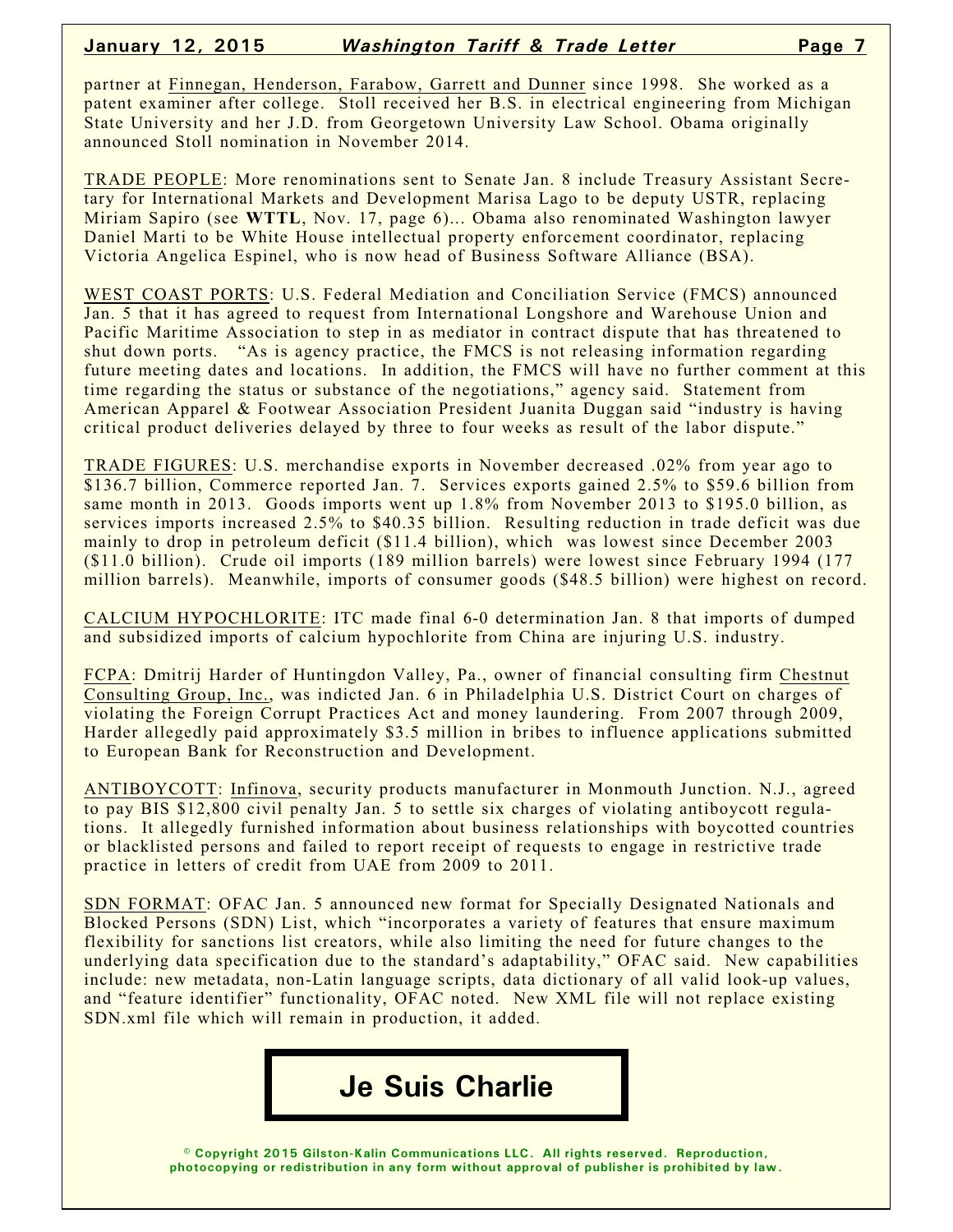partner at Finnegan, Henderson, Farabow, Garrett and Dunner since 1998. She worked as a patent examiner after college. Stoll received her B.S. in electrical engineering from Michigan State University and her J.D. from Georgetown University Law School. Obama originally announced Stoll nomination in November 2014.

TRADE PEOPLE: More renominations sent to Senate Jan. 8 include Treasury Assistant Secretary for International Markets and Development Marisa Lago to be deputy USTR, replacing Miriam Sapiro (see **WTTL**, Nov. 17, page 6)... Obama also renominated Washington lawyer Daniel Marti to be White House intellectual property enforcement coordinator, replacing Victoria Angelica Espinel, who is now head of Business Software Alliance (BSA).

WEST COAST PORTS: U.S. Federal Mediation and Conciliation Service (FMCS) announced Jan. 5 that it has agreed to request from International Longshore and Warehouse Union and Pacific Maritime Association to step in as mediator in contract dispute that has threatened to shut down ports. "As is agency practice, the FMCS is not releasing information regarding future meeting dates and locations. In addition, the FMCS will have no further comment at this time regarding the status or substance of the negotiations," agency said. Statement from American Apparel & Footwear Association President Juanita Duggan said "industry is having critical product deliveries delayed by three to four weeks as result of the labor dispute."

TRADE FIGURES: U.S. merchandise exports in November decreased .02% from year ago to $136.7 billion, Commerce reported Jan. 7. Services exports gained 2.5% to $59.6 billion from same month in 2013. Goods imports went up 1.8% from November 2013 to $195.0 billion, as services imports increased 2.5% to $40.35 billion. Resulting reduction in trade deficit was due mainly to drop in petroleum deficit ($11.4 billion), which was lowest since December 2003 ($11.0 billion). Crude oil imports (189 million barrels) were lowest since February 1994 (177 million barrels). Meanwhile, imports of consumer goods ($48.5 billion) were highest on record.

CALCIUM HYPOCHLORITE: ITC made final 6-0 determination Jan. 8 that imports of dumped and subsidized imports of calcium hypochlorite from China are injuring U.S. industry.

FCPA: Dmitrij Harder of Huntingdon Valley, Pa., owner of financial consulting firm Chestnut Consulting Group, Inc., was indicted Jan. 6 in Philadelphia U.S. District Court on charges of violating the Foreign Corrupt Practices Act and money laundering. From 2007 through 2009, Harder allegedly paid approximately $3.5 million in bribes to influence applications submitted to European Bank for Reconstruction and Development.

ANTIBOYCOTT: Infinova, security products manufacturer in Monmouth Junction. N.J., agreed to pay BIS $12,800 civil penalty Jan. 5 to settle six charges of violating antiboycott regulations. It allegedly furnished information about business relationships with boycotted countries or blacklisted persons and failed to report receipt of requests to engage in restrictive trade practice in letters of credit from UAE from 2009 to 2011.

SDN FORMAT: OFAC Jan. 5 announced new format for Specially Designated Nationals and Blocked Persons (SDN) List, which "incorporates a variety of features that ensure maximum flexibility for sanctions list creators, while also limiting the need for future changes to the underlying data specification due to the standard's adaptability," OFAC said. New capabilities include: new metadata, non-Latin language scripts, data dictionary of all valid look-up values, and "feature identifier" functionality, OFAC noted. New XML file will not replace existing SDN.xml file which will remain in production, it added.

**Je Suis Charlie**

© Copyright 2015 Gilston-Kalin Communications LLC. All rights reserved. Reproduction, photocopying or redistribution in any form without approval of publisher is prohibited by law.